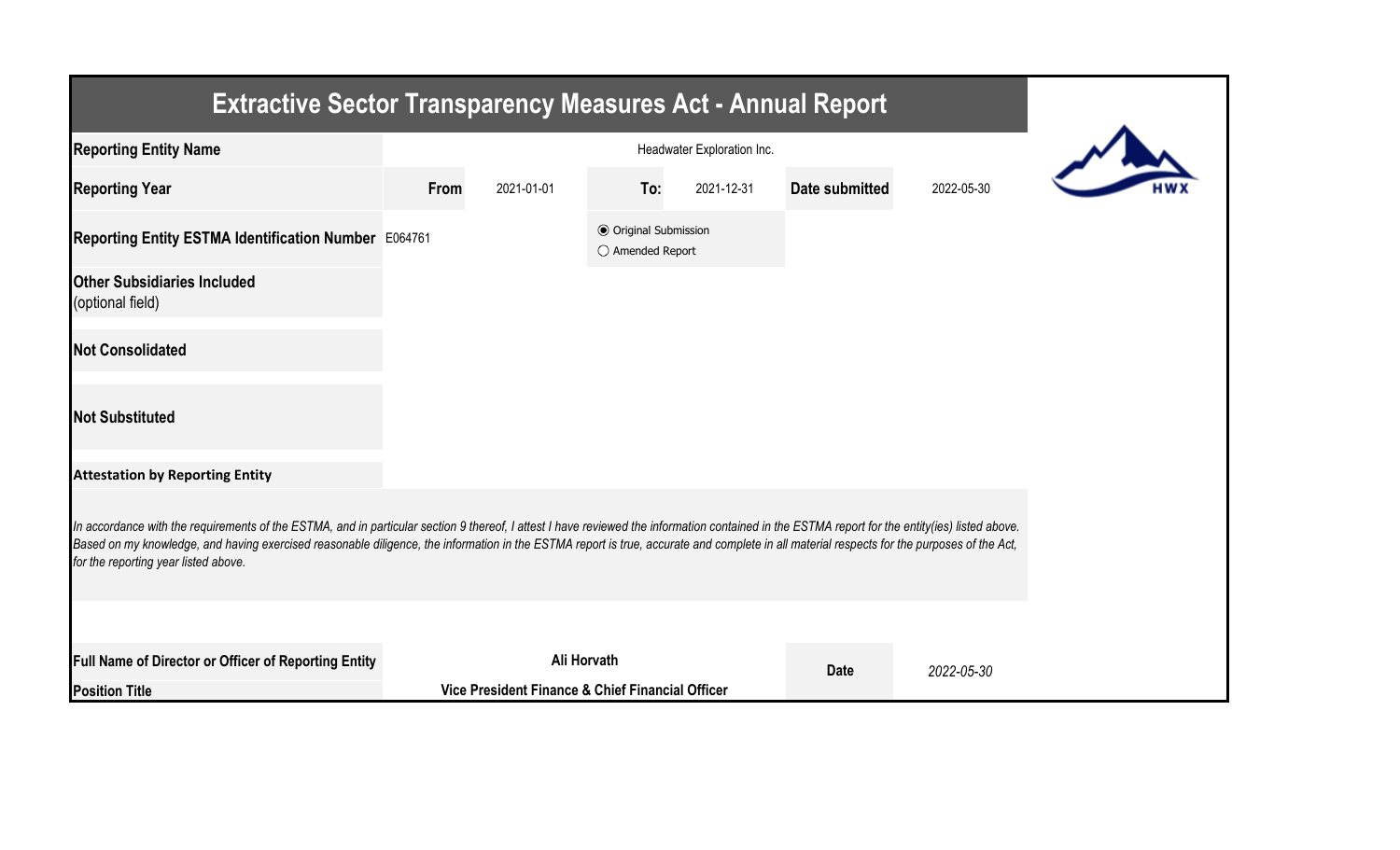# Extractive Sector Transparency Measures Act - Annual Report

| **Reporting Entity Name** | Headwater Exploration Inc. | | | | | |
|---|---|---|---|---|---|---|
| **Reporting Year** | **From** | 2021-01-01 | **To:** | 2021-12-31 | **Date submitted** | 2022-05-30 |
| **Reporting Entity ESTMA Identification Number** | E064761 | | ◉ Original Submission<br>○ Amended Report | | | |
| **Other Subsidiaries Included**<br>(optional field) | | | | | | |
| **Not Consolidated** | | | | | | |
| **Not Substituted** | | | | | | |

**Attestation by Reporting Entity**

*In accordance with the requirements of the ESTMA, and in particular section 9 thereof, I attest I have reviewed the information contained in the ESTMA report for the entity(ies) listed above. Based on my knowledge, and having exercised reasonable diligence, the information in the ESTMA report is true, accurate and complete in all material respects for the purposes of the Act, for the reporting year listed above.*

| | | | |
|---|---|---|---|
| **Full Name of Director or Officer of Reporting Entity** | **Ali Horvath** | **Date** | *2022-05-30* |
| **Position Title** | **Vice President Finance & Chief Financial Officer** | | |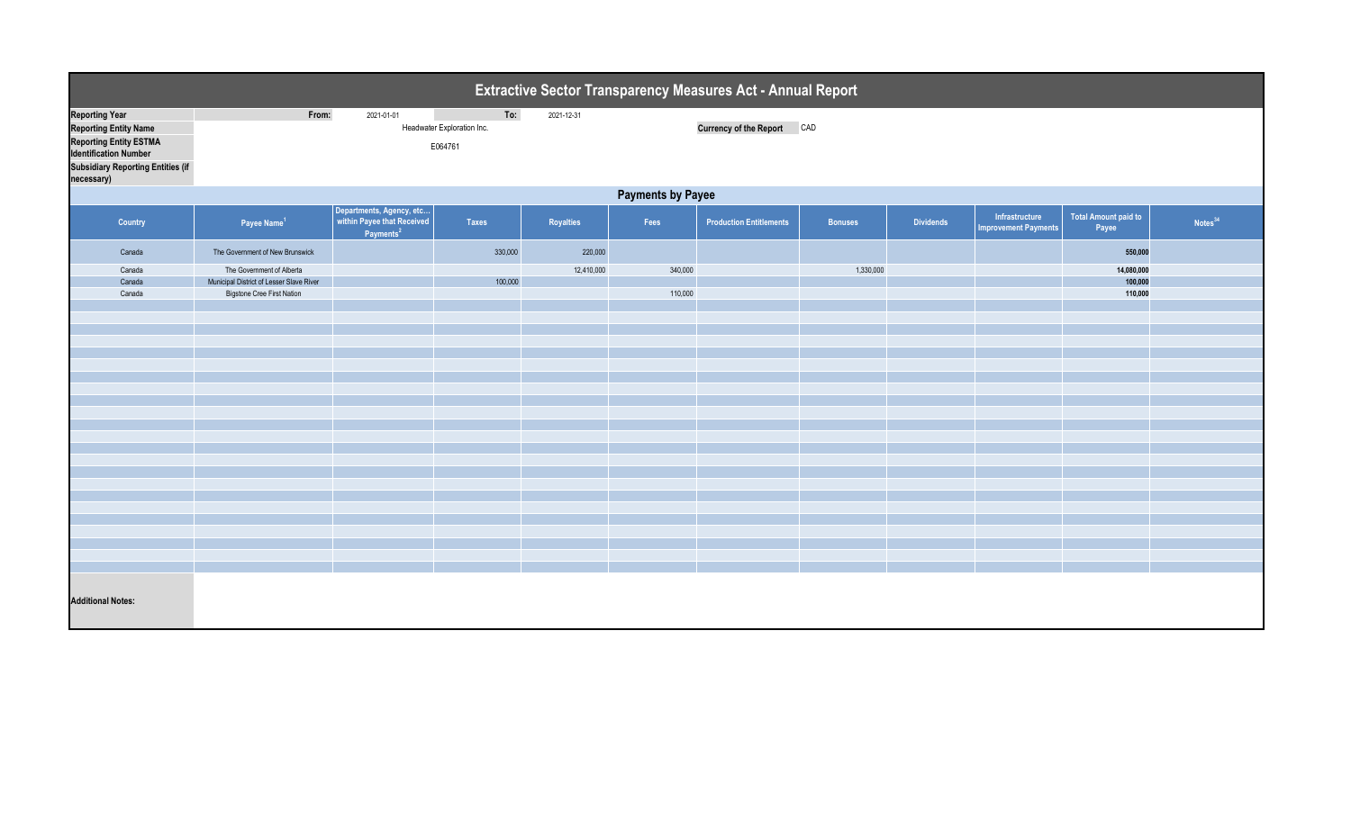# Extractive Sector Transparency Measures Act - Annual Report

| | | | |
|---|---|---|---|
| **Reporting Year** | From: 2021-01-01 | To: 2021-12-31 | |
| **Reporting Entity Name** | Headwater Exploration Inc. | **Currency of the Report** | CAD |
| **Reporting Entity ESTMA Identification Number** | E064761 | | |
| **Subsidiary Reporting Entities (if necessary)** | | | |

## Payments by Payee

| Country | Payee Name[1] | Departments, Agency, etc… within Payee that Received Payments[2] | Taxes | Royalties | Fees | Production Entitlements | Bonuses | Dividends | Infrastructure Improvement Payments | Total Amount paid to Payee | Notes[34] |
|---|---|---|---|---|---|---|---|---|---|---|---|
| Canada | The Government of New Brunswick | | 330,000 | 220,000 | | | | | | **550,000** | |
| Canada | The Government of Alberta | | | 12,410,000 | 340,000 | | 1,330,000 | | | **14,080,000** | |
| Canada | Municipal District of Lesser Slave River | | 100,000 | | | | | | | **100,000** | |
| Canada | Bigstone Cree First Nation | | | | 110,000 | | | | | **110,000** | |

**Additional Notes:**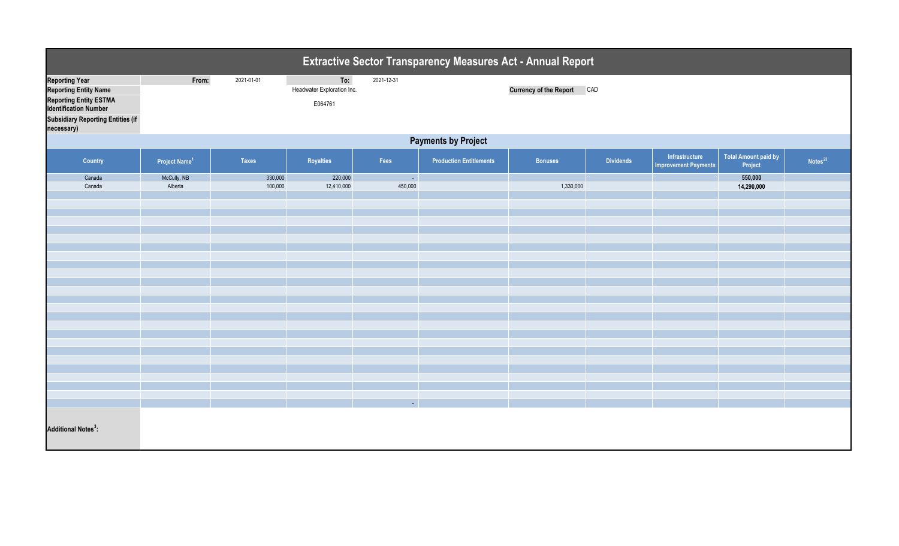# Extractive Sector Transparency Measures Act - Annual Report

| | | | | | |
|---|---|---|---|---|---|
| **Reporting Year** | **From:** | 2021-01-01 | **To:** | 2021-12-31 | |
| **Reporting Entity Name** | | Headwater Exploration Inc. | | **Currency of the Report** | CAD |
| **Reporting Entity ESTMA Identification Number** | | E064761 | | | |
| **Subsidiary Reporting Entities (if necessary)** | | | | | |

## Payments by Project

| Country | Project Name[1] | Taxes | Royalties | Fees | Production Entitlements | Bonuses | Dividends | Infrastructure Improvement Payments | Total Amount paid by Project | Notes[23] |
|---|---|---|---|---|---|---|---|---|---|---|
| Canada | McCully, NB | 330,000 | 220,000 | - | | | | | **550,000** | |
| Canada | Alberta | 100,000 | 12,410,000 | 450,000 | | 1,330,000 | | | **14,290,000** | |
| | | | | - | | | | | | |

**Additional Notes[3]:**